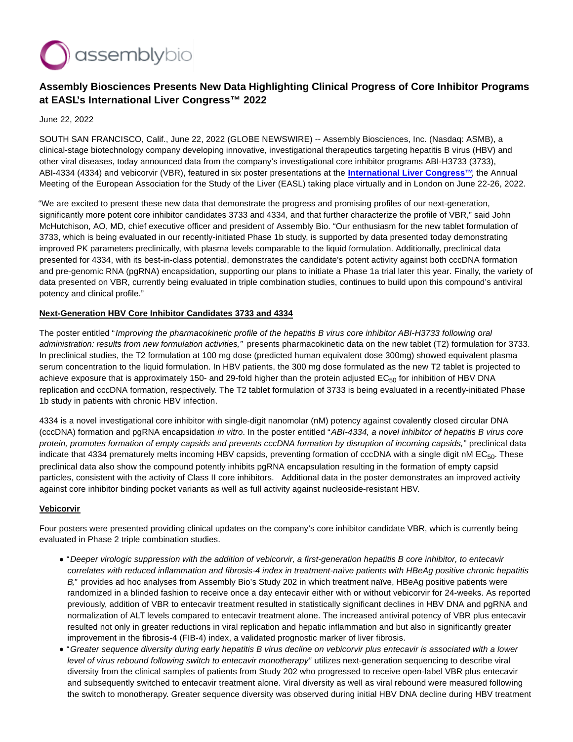# Assembly Biosciences Presents New Data Highlighting Clinical Progress of Core Inhibitor Programs at EASL's International Liver Congress™ 2022

June 22, 2022

SOUTH SAN FRANCISCO, Calif., June 22, 2022 (GLOBE NEWSWIRE) -- Assembly Biosciences, Inc. (Nasdaq: ASMB), a clinical-stage biotechnology company developing innovative, investigational therapeutics targeting hepatitis B virus (HBV) and other viral diseases, today announced data from the company's investigational core inhibitor programs ABI-H3733 (3733), ABI-4334 (4334) and vebicorvir (VBR), featured in six poster presentations at the **International Liver Congress™**, the Annual Meeting of the European Association for the Study of the Liver (EASL) taking place virtually and in London on June 22-26, 2022.

"We are excited to present these new data that demonstrate the progress and promising profiles of our next-generation, significantly more potent core inhibitor candidates 3733 and 4334, and that further characterize the profile of VBR," said John McHutchison, AO, MD, chief executive officer and president of Assembly Bio. "Our enthusiasm for the new tablet formulation of 3733, which is being evaluated in our recently-initiated Phase 1b study, is supported by data presented today demonstrating improved PK parameters preclinically, with plasma levels comparable to the liquid formulation. Additionally, preclinical data presented for 4334, with its best-in-class potential, demonstrates the candidate's potent activity against both cccDNA formation and pre-genomic RNA (pgRNA) encapsidation, supporting our plans to initiate a Phase 1a trial later this year. Finally, the variety of data presented on VBR, currently being evaluated in triple combination studies, continues to build upon this compound's antiviral potency and clinical profile."

**Next-Generation HBV Core Inhibitor Candidates 3733 and 4334**

The poster entitled "*Improving the pharmacokinetic profile of the hepatitis B virus core inhibitor ABI-H3733 following oral administration: results from new formulation activities,"* presents pharmacokinetic data on the new tablet (T2) formulation for 3733. In preclinical studies, the T2 formulation at 100 mg dose (predicted human equivalent dose 300mg) showed equivalent plasma serum concentration to the liquid formulation. In HBV patients, the 300 mg dose formulated as the new T2 tablet is projected to achieve exposure that is approximately 150- and 29-fold higher than the protein adjusted $EC_{50}$ for inhibition of HBV DNA replication and cccDNA formation, respectively. The T2 tablet formulation of 3733 is being evaluated in a recently-initiated Phase 1b study in patients with chronic HBV infection.

4334 is a novel investigational core inhibitor with single-digit nanomolar (nM) potency against covalently closed circular DNA (cccDNA) formation and pgRNA encapsidation *in vitro*. In the poster entitled "*ABI-4334, a novel inhibitor of hepatitis B virus core protein, promotes formation of empty capsids and prevents cccDNA formation by disruption of incoming capsids,"* preclinical data indicate that 4334 prematurely melts incoming HBV capsids, preventing formation of cccDNA with a single digit nM $EC_{50}$. These preclinical data also show the compound potently inhibits pgRNA encapsulation resulting in the formation of empty capsid particles, consistent with the activity of Class II core inhibitors. Additional data in the poster demonstrates an improved activity against core inhibitor binding pocket variants as well as full activity against nucleoside-resistant HBV.

**Vebicorvir**

Four posters were presented providing clinical updates on the company's core inhibitor candidate VBR, which is currently being evaluated in Phase 2 triple combination studies.

- "*Deeper virologic suppression with the addition of vebicorvir, a first-generation hepatitis B core inhibitor, to entecavir correlates with reduced inflammation and fibrosis-4 index in treatment-naïve patients with HBeAg positive chronic hepatitis B,"* provides ad hoc analyses from Assembly Bio's Study 202 in which treatment naïve, HBeAg positive patients were randomized in a blinded fashion to receive once a day entecavir either with or without vebicorvir for 24-weeks. As reported previously, addition of VBR to entecavir treatment resulted in statistically significant declines in HBV DNA and pgRNA and normalization of ALT levels compared to entecavir treatment alone. The increased antiviral potency of VBR plus entecavir resulted not only in greater reductions in viral replication and hepatic inflammation and but also in significantly greater improvement in the fibrosis-4 (FIB-4) index, a validated prognostic marker of liver fibrosis.
- "*Greater sequence diversity during early hepatitis B virus decline on vebicorvir plus entecavir is associated with a lower level of virus rebound following switch to entecavir monotherapy"* utilizes next-generation sequencing to describe viral diversity from the clinical samples of patients from Study 202 who progressed to receive open-label VBR plus entecavir and subsequently switched to entecavir treatment alone. Viral diversity as well as viral rebound were measured following the switch to monotherapy. Greater sequence diversity was observed during initial HBV DNA decline during HBV treatment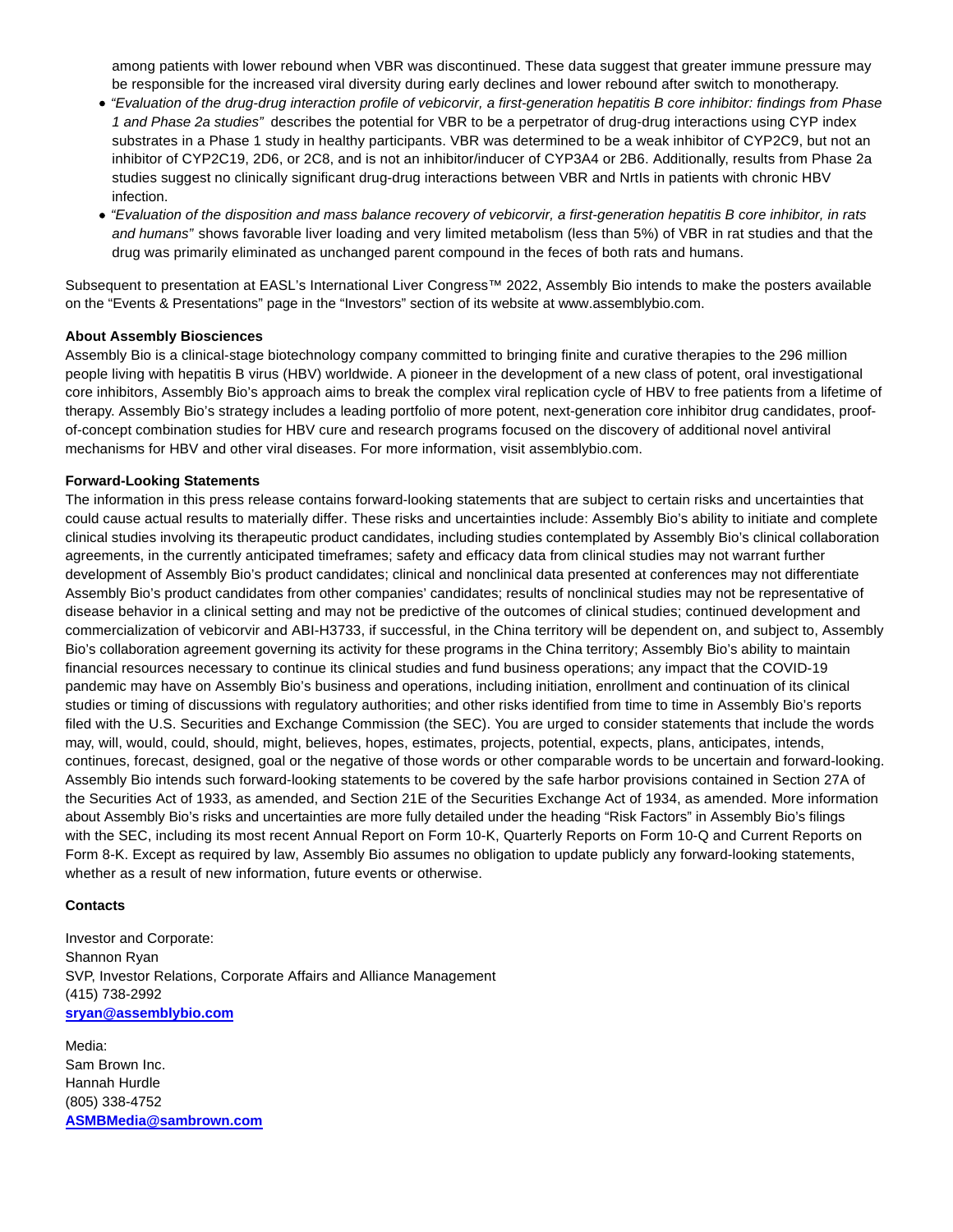among patients with lower rebound when VBR was discontinued. These data suggest that greater immune pressure may be responsible for the increased viral diversity during early declines and lower rebound after switch to monotherapy.

- *"Evaluation of the drug-drug interaction profile of vebicorvir, a first-generation hepatitis B core inhibitor: findings from Phase 1 and Phase 2a studies"* describes the potential for VBR to be a perpetrator of drug-drug interactions using CYP index substrates in a Phase 1 study in healthy participants. VBR was determined to be a weak inhibitor of CYP2C9, but not an inhibitor of CYP2C19, 2D6, or 2C8, and is not an inhibitor/inducer of CYP3A4 or 2B6. Additionally, results from Phase 2a studies suggest no clinically significant drug-drug interactions between VBR and NrtIs in patients with chronic HBV infection.
- *"Evaluation of the disposition and mass balance recovery of vebicorvir, a first-generation hepatitis B core inhibitor, in rats and humans"* shows favorable liver loading and very limited metabolism (less than 5%) of VBR in rat studies and that the drug was primarily eliminated as unchanged parent compound in the feces of both rats and humans.

Subsequent to presentation at EASL's International Liver Congress™ 2022, Assembly Bio intends to make the posters available on the "Events & Presentations" page in the "Investors" section of its website at www.assemblybio.com.

**About Assembly Biosciences**

Assembly Bio is a clinical-stage biotechnology company committed to bringing finite and curative therapies to the 296 million people living with hepatitis B virus (HBV) worldwide. A pioneer in the development of a new class of potent, oral investigational core inhibitors, Assembly Bio's approach aims to break the complex viral replication cycle of HBV to free patients from a lifetime of therapy. Assembly Bio's strategy includes a leading portfolio of more potent, next-generation core inhibitor drug candidates, proof-of-concept combination studies for HBV cure and research programs focused on the discovery of additional novel antiviral mechanisms for HBV and other viral diseases. For more information, visit assemblybio.com.

**Forward-Looking Statements**

The information in this press release contains forward-looking statements that are subject to certain risks and uncertainties that could cause actual results to materially differ. These risks and uncertainties include: Assembly Bio's ability to initiate and complete clinical studies involving its therapeutic product candidates, including studies contemplated by Assembly Bio's clinical collaboration agreements, in the currently anticipated timeframes; safety and efficacy data from clinical studies may not warrant further development of Assembly Bio's product candidates; clinical and nonclinical data presented at conferences may not differentiate Assembly Bio's product candidates from other companies' candidates; results of nonclinical studies may not be representative of disease behavior in a clinical setting and may not be predictive of the outcomes of clinical studies; continued development and commercialization of vebicorvir and ABI-H3733, if successful, in the China territory will be dependent on, and subject to, Assembly Bio's collaboration agreement governing its activity for these programs in the China territory; Assembly Bio's ability to maintain financial resources necessary to continue its clinical studies and fund business operations; any impact that the COVID-19 pandemic may have on Assembly Bio's business and operations, including initiation, enrollment and continuation of its clinical studies or timing of discussions with regulatory authorities; and other risks identified from time to time in Assembly Bio's reports filed with the U.S. Securities and Exchange Commission (the SEC). You are urged to consider statements that include the words may, will, would, could, should, might, believes, hopes, estimates, projects, potential, expects, plans, anticipates, intends, continues, forecast, designed, goal or the negative of those words or other comparable words to be uncertain and forward-looking. Assembly Bio intends such forward-looking statements to be covered by the safe harbor provisions contained in Section 27A of the Securities Act of 1933, as amended, and Section 21E of the Securities Exchange Act of 1934, as amended. More information about Assembly Bio's risks and uncertainties are more fully detailed under the heading "Risk Factors" in Assembly Bio's filings with the SEC, including its most recent Annual Report on Form 10-K, Quarterly Reports on Form 10-Q and Current Reports on Form 8-K. Except as required by law, Assembly Bio assumes no obligation to update publicly any forward-looking statements, whether as a result of new information, future events or otherwise.

**Contacts**

Investor and Corporate:
Shannon Ryan
SVP, Investor Relations, Corporate Affairs and Alliance Management
(415) 738-2992
**sryan@assemblybio.com**

Media:
Sam Brown Inc.
Hannah Hurdle
(805) 338-4752
**ASMBMedia@sambrown.com**